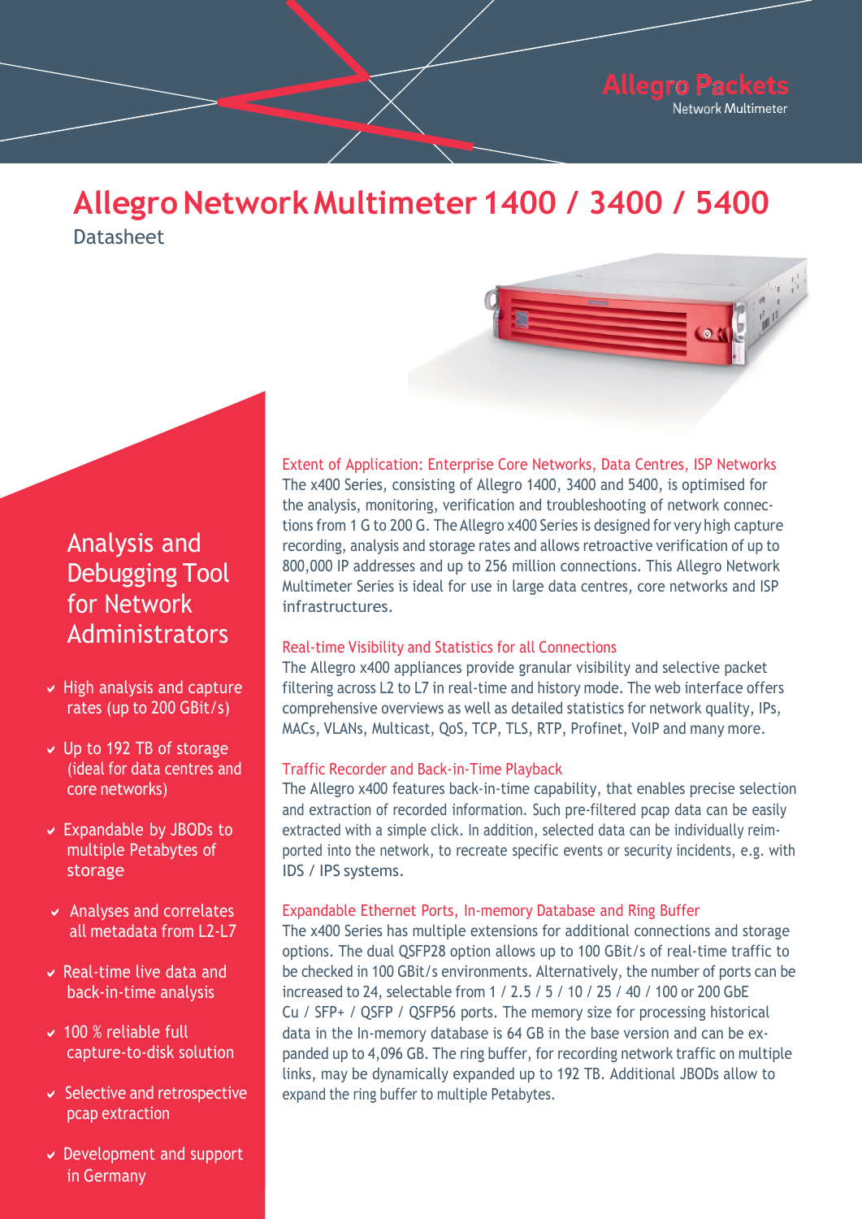Allegro Packets
Network Multimeter

# Allegro Network Multimeter 1400 / 3400 / 5400

Datasheet

## Analysis and Debugging Tool for Network Administrators

- High analysis and capture rates (up to 200 GBit/s)
- Up to 192 TB of storage (ideal for data centres and core networks)
- Expandable by JBODs to multiple Petabytes of storage
- Analyses and correlates all metadata from L2-L7
- Real-time live data and back-in-time analysis
- 100 % reliable full capture-to-disk solution
- Selective and retrospective pcap extraction
- Development and support in Germany

### Extent of Application: Enterprise Core Networks, Data Centres, ISP Networks

The x400 Series, consisting of Allegro 1400, 3400 and 5400, is optimised for the analysis, monitoring, verification and troubleshooting of network connections from 1 G to 200 G. The Allegro x400 Series is designed for very high capture recording, analysis and storage rates and allows retroactive verification of up to 800,000 IP addresses and up to 256 million connections. This Allegro Network Multimeter Series is ideal for use in large data centres, core networks and ISP infrastructures.

### Real-time Visibility and Statistics for all Connections

The Allegro x400 appliances provide granular visibility and selective packet filtering across L2 to L7 in real-time and history mode. The web interface offers comprehensive overviews as well as detailed statistics for network quality, IPs, MACs, VLANs, Multicast, QoS, TCP, TLS, RTP, Profinet, VoIP and many more.

### Traffic Recorder and Back-in-Time Playback

The Allegro x400 features back-in-time capability, that enables precise selection and extraction of recorded information. Such pre-filtered pcap data can be easily extracted with a simple click. In addition, selected data can be individually reimported into the network, to recreate specific events or security incidents, e.g. with IDS / IPS systems.

### Expandable Ethernet Ports, In-memory Database and Ring Buffer

The x400 Series has multiple extensions for additional connections and storage options. The dual QSFP28 option allows up to 100 GBit/s of real-time traffic to be checked in 100 GBit/s environments. Alternatively, the number of ports can be increased to 24, selectable from 1 / 2.5 / 5 / 10 / 25 / 40 / 100 or 200 GbE Cu / SFP+ / QSFP / QSFP56 ports. The memory size for processing historical data in the In-memory database is 64 GB in the base version and can be expanded up to 4,096 GB. The ring buffer, for recording network traffic on multiple links, may be dynamically expanded up to 192 TB. Additional JBODs allow to expand the ring buffer to multiple Petabytes.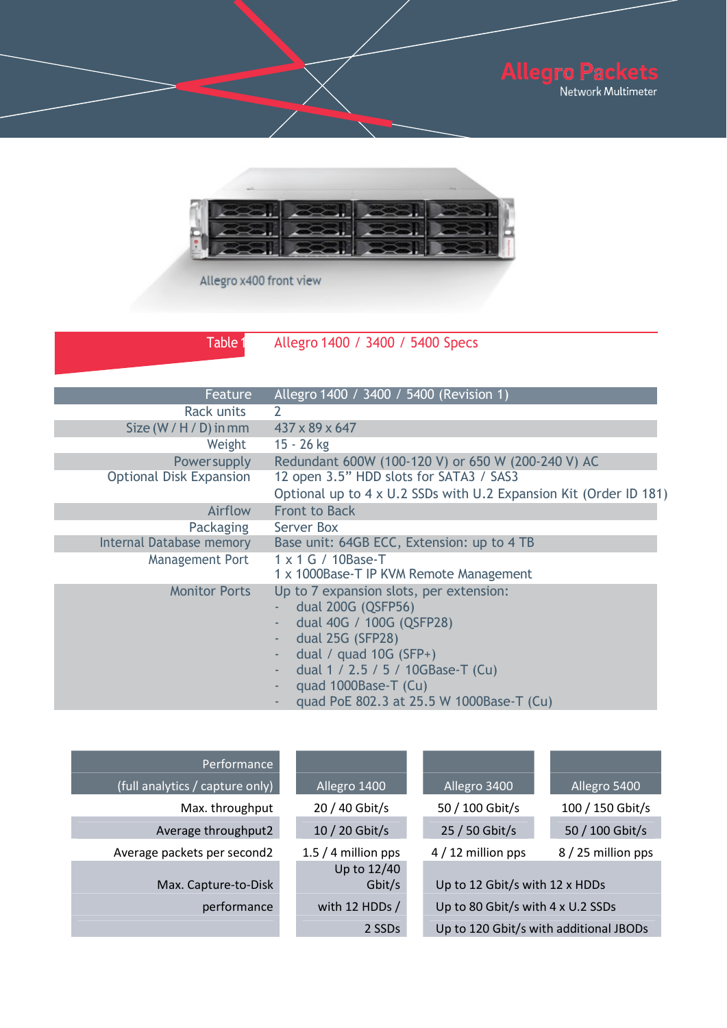Allegro x400 front view

## Table 1 Allegro 1400 / 3400 / 5400 Specs

| Feature | Allegro 1400 / 3400 / 5400 (Revision 1) |
|---|---|
| Rack units | 2 |
| Size (W / H / D) in mm | 437 x 89 x 647 |
| Weight | 15 - 26 kg |
| Power supply | Redundant 600W (100-120 V) or 650 W (200-240 V) AC |
| Optional Disk Expansion | 12 open 3.5" HDD slots for SATA3 / SAS3<br>Optional up to 4 x U.2 SSDs with U.2 Expansion Kit (Order ID 181) |
| Airflow | Front to Back |
| Packaging | Server Box |
| Internal Database memory | Base unit: 64GB ECC, Extension: up to 4 TB |
| Management Port | 1 x 1 G / 10Base-T<br>1 x 1000Base-T IP KVM Remote Management |
| Monitor Ports | Up to 7 expansion slots, per extension:<br>- dual 200G (QSFP56)<br>- dual 40G / 100G (QSFP28)<br>- dual 25G (SFP28)<br>- dual / quad 10G (SFP+)<br>- dual 1 / 2.5 / 5 / 10GBase-T (Cu)<br>- quad 1000Base-T (Cu)<br>- quad PoE 802.3 at 25.5 W 1000Base-T (Cu) |

| Performance (full analytics / capture only) | Allegro 1400 | Allegro 3400 | Allegro 5400 |
|---|---|---|---|
| Max. throughput | 20 / 40 Gbit/s | 50 / 100 Gbit/s | 100 / 150 Gbit/s |
| Average throughput2 | 10 / 20 Gbit/s | 25 / 50 Gbit/s | 50 / 100 Gbit/s |
| Average packets per second2 | 1.5 / 4 million pps | 4 / 12 million pps | 8 / 25 million pps |
| Max. Capture-to-Disk performance | Up to 12/40 Gbit/s with 12 HDDs / 2 SSDs | Up to 12 Gbit/s with 12 x HDDs<br>Up to 80 Gbit/s with 4 x U.2 SSDs<br>Up to 120 Gbit/s with additional JBODs | |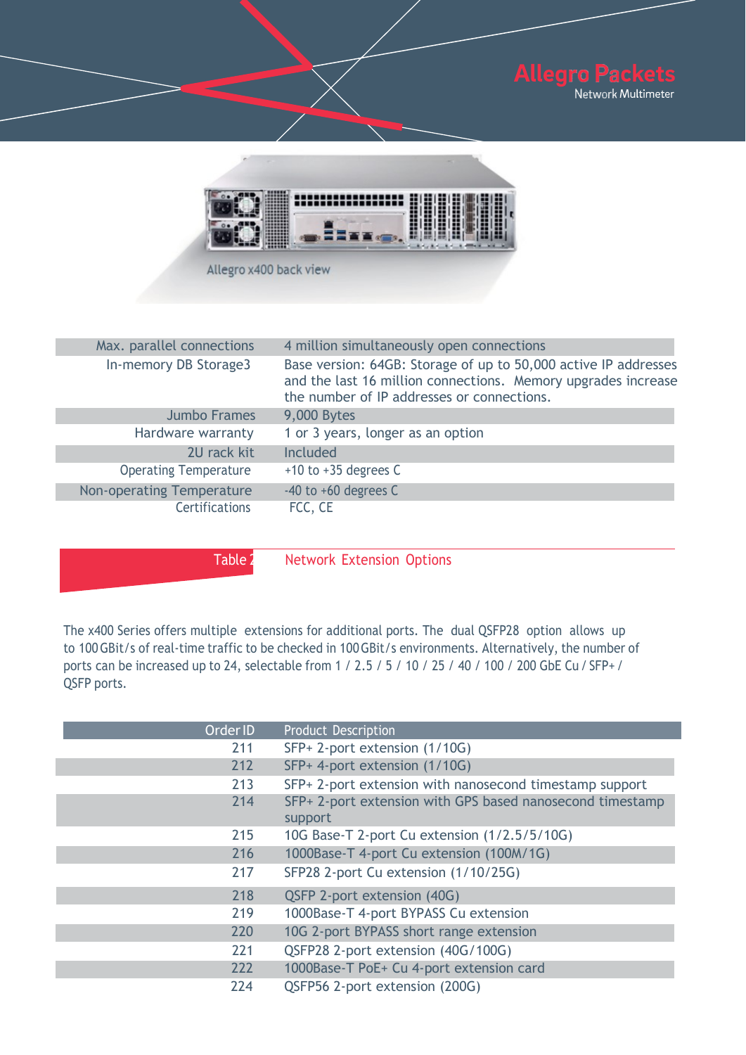Allegro x400 back view

| | |
|---|---|
| Max. parallel connections | 4 million simultaneously open connections |
| In-memory DB Storage3 | Base version: 64GB: Storage of up to 50,000 active IP addresses and the last 16 million connections. Memory upgrades increase the number of IP addresses or connections. |
| Jumbo Frames | 9,000 Bytes |
| Hardware warranty | 1 or 3 years, longer as an option |
| 2U rack kit | Included |
| Operating Temperature | +10 to +35 degrees C |
| Non-operating Temperature | -40 to +60 degrees C |
| Certifications | FCC, CE |

## Table 2 Network Extension Options

The x400 Series offers multiple extensions for additional ports. The dual QSFP28 option allows up to 100 GBit/s of real-time traffic to be checked in 100 GBit/s environments. Alternatively, the number of ports can be increased up to 24, selectable from 1 / 2.5 / 5 / 10 / 25 / 40 / 100 / 200 GbE Cu / SFP+ / QSFP ports.

| Order ID | Product Description |
|---|---|
| 211 | SFP+ 2-port extension (1/10G) |
| 212 | SFP+ 4-port extension (1/10G) |
| 213 | SFP+ 2-port extension with nanosecond timestamp support |
| 214 | SFP+ 2-port extension with GPS based nanosecond timestamp support |
| 215 | 10G Base-T 2-port Cu extension (1/2.5/5/10G) |
| 216 | 1000Base-T 4-port Cu extension (100M/1G) |
| 217 | SFP28 2-port Cu extension (1/10/25G) |
| 218 | QSFP 2-port extension (40G) |
| 219 | 1000Base-T 4-port BYPASS Cu extension |
| 220 | 10G 2-port BYPASS short range extension |
| 221 | QSFP28 2-port extension (40G/100G) |
| 222 | 1000Base-T PoE+ Cu 4-port extension card |
| 224 | QSFP56 2-port extension (200G) |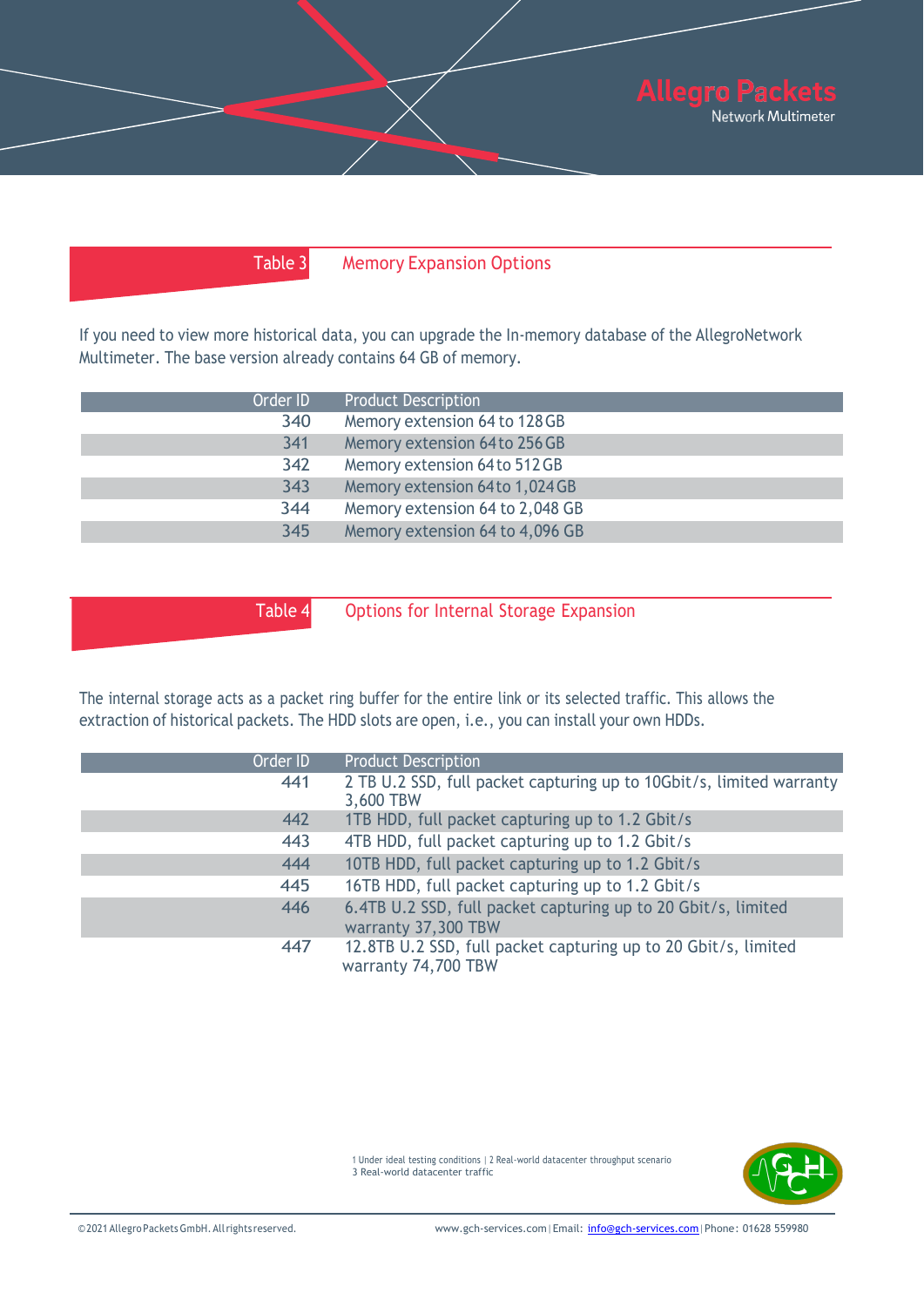## Table 3 Memory Expansion Options

If you need to view more historical data, you can upgrade the In-memory database of the AllegroNetwork Multimeter. The base version already contains 64 GB of memory.

| Order ID | Product Description |
|---|---|
| 340 | Memory extension 64 to 128 GB |
| 341 | Memory extension 64 to 256 GB |
| 342 | Memory extension 64 to 512 GB |
| 343 | Memory extension 64 to 1,024 GB |
| 344 | Memory extension 64 to 2,048 GB |
| 345 | Memory extension 64 to 4,096 GB |

## Table 4 Options for Internal Storage Expansion

The internal storage acts as a packet ring buffer for the entire link or its selected traffic. This allows the extraction of historical packets. The HDD slots are open, i.e., you can install your own HDDs.

| Order ID | Product Description |
|---|---|
| 441 | 2 TB U.2 SSD, full packet capturing up to 10Gbit/s, limited warranty 3,600 TBW |
| 442 | 1TB HDD, full packet capturing up to 1.2 Gbit/s |
| 443 | 4TB HDD, full packet capturing up to 1.2 Gbit/s |
| 444 | 10TB HDD, full packet capturing up to 1.2 Gbit/s |
| 445 | 16TB HDD, full packet capturing up to 1.2 Gbit/s |
| 446 | 6.4TB U.2 SSD, full packet capturing up to 20 Gbit/s, limited warranty 37,300 TBW |
| 447 | 12.8TB U.2 SSD, full packet capturing up to 20 Gbit/s, limited warranty 74,700 TBW |

1 Under ideal testing conditions | 2 Real-world datacenter throughput scenario
3 Real-world datacenter traffic

©2021 Allegro Packets GmbH. All rights reserved.

www.gch-services.com | Email: info@gch-services.com | Phone: 01628 559980